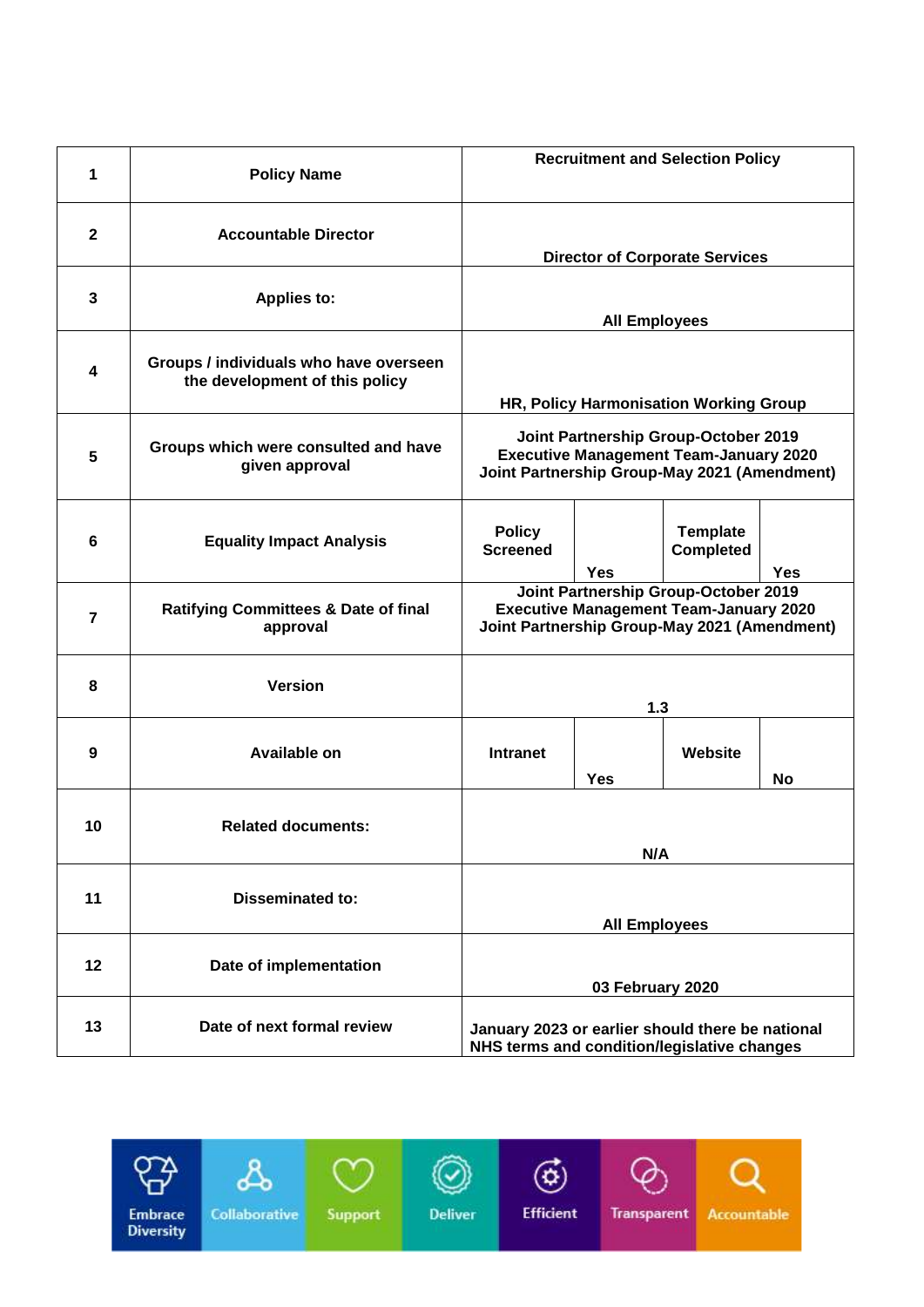| 1 | **Policy Name** | **Recruitment and Selection Policy** | | | |
|---|---|---|---|---|---|
| 2 | **Accountable Director** | **Director of Corporate Services** | | | |
| 3 | **Applies to:** | **All Employees** | | | |
| 4 | **Groups / individuals who have overseen the development of this policy** | **HR, Policy Harmonisation Working Group** | | | |
| 5 | **Groups which were consulted and have given approval** | **Joint Partnership Group-October 2019**<br>**Executive Management Team-January 2020**<br>**Joint Partnership Group-May 2021 (Amendment)** | | | |
| 6 | **Equality Impact Analysis** | **Policy Screened** | **Yes** | **Template Completed** | **Yes** |
| 7 | **Ratifying Committees & Date of final approval** | **Joint Partnership Group-October 2019**<br>**Executive Management Team-January 2020**<br>**Joint Partnership Group-May 2021 (Amendment)** | | | |
| 8 | **Version** | **1.3** | | | |
| 9 | **Available on** | **Intranet** | **Yes** | **Website** | **No** |
| 10 | **Related documents:** | **N/A** | | | |
| 11 | **Disseminated to:** | **All Employees** | | | |
| 12 | **Date of implementation** | **03 February 2020** | | | |
| 13 | **Date of next formal review** | **January 2023 or earlier should there be national NHS terms and condition/legislative changes** | | | |

Embrace Diversity | Collaborative | Support | Deliver | Efficient | Transparent | Accountable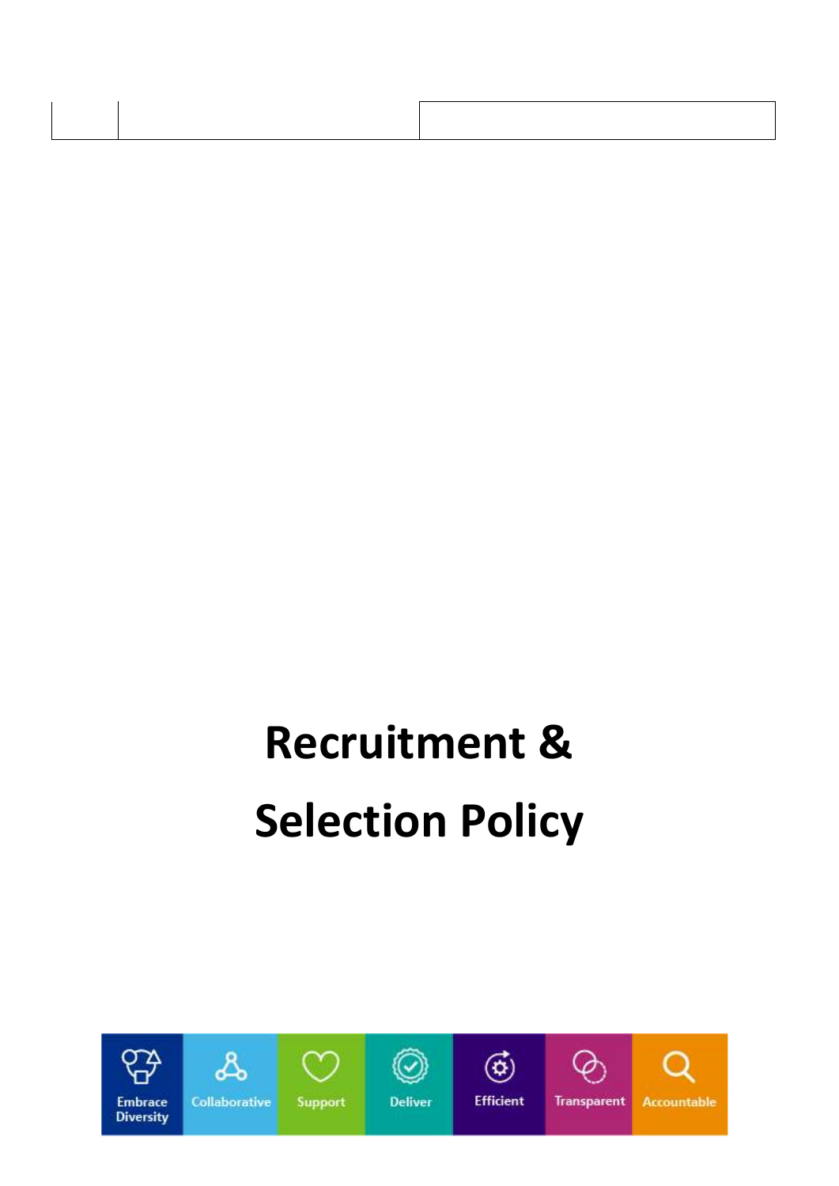# Recruitment & Selection Policy

Embrace Diversity | Collaborative | Support | Deliver | Efficient | Transparent | Accountable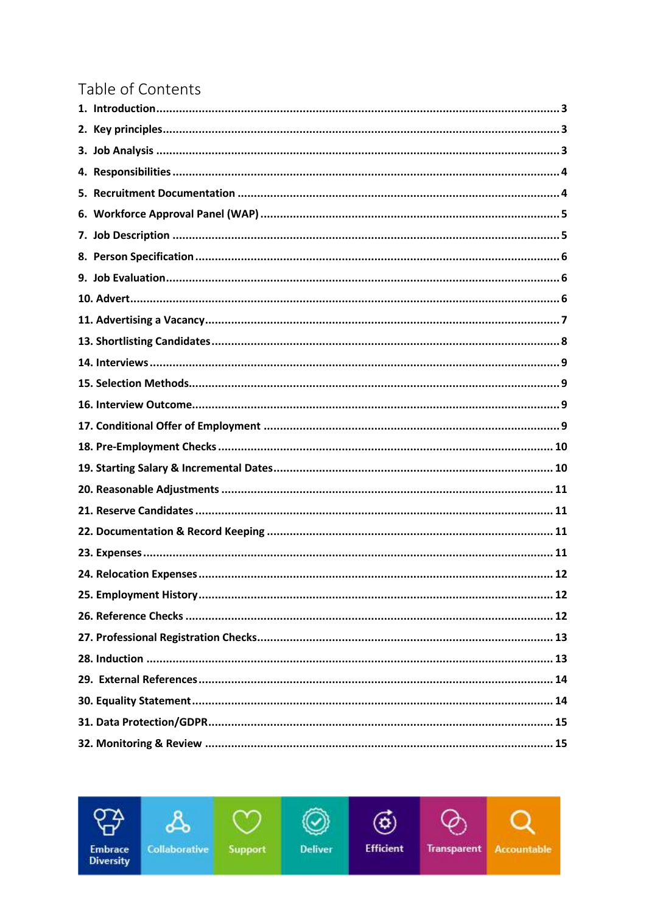# Table of Contents

1. Introduction ........ 3
2. Key principles ........ 3
3. Job Analysis ........ 3
4. Responsibilities ........ 4
5. Recruitment Documentation ........ 4
6. Workforce Approval Panel (WAP) ........ 5
7. Job Description ........ 5
8. Person Specification ........ 6
9. Job Evaluation ........ 6
10. Advert ........ 6
11. Advertising a Vacancy ........ 7
13. Shortlisting Candidates ........ 8
14. Interviews ........ 9
15. Selection Methods ........ 9
16. Interview Outcome ........ 9
17. Conditional Offer of Employment ........ 9
18. Pre-Employment Checks ........ 10
19. Starting Salary & Incremental Dates ........ 10
20. Reasonable Adjustments ........ 11
21. Reserve Candidates ........ 11
22. Documentation & Record Keeping ........ 11
23. Expenses ........ 11
24. Relocation Expenses ........ 12
25. Employment History ........ 12
26. Reference Checks ........ 12
27. Professional Registration Checks ........ 13
28. Induction ........ 13
29. External References ........ 14
30. Equality Statement ........ 14
31. Data Protection/GDPR ........ 15
32. Monitoring & Review ........ 15

Embrace Diversity | Collaborative | Support | Deliver | Efficient | Transparent | Accountable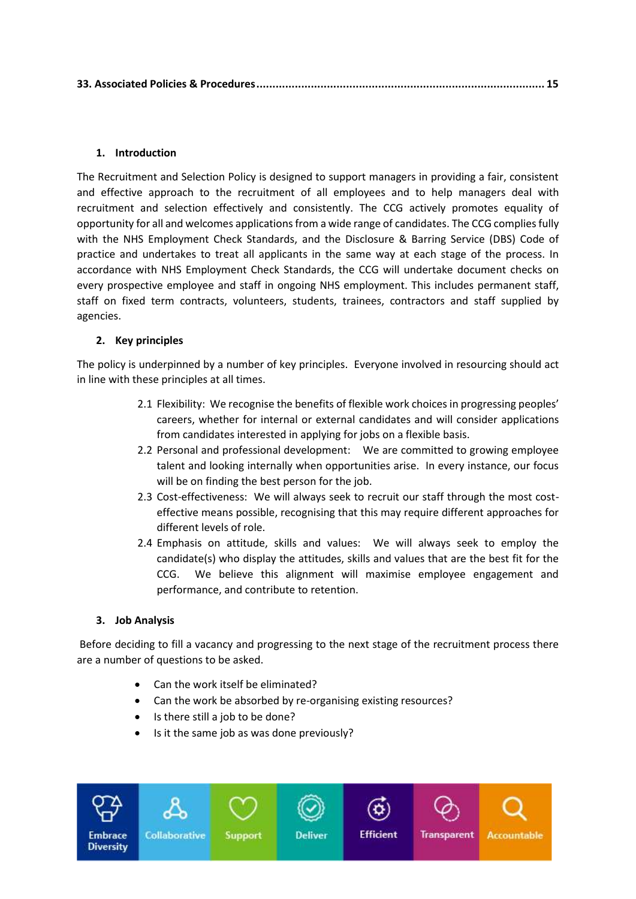**33. Associated Policies & Procedures ......................................................................................... 15**

## 1. Introduction

The Recruitment and Selection Policy is designed to support managers in providing a fair, consistent and effective approach to the recruitment of all employees and to help managers deal with recruitment and selection effectively and consistently. The CCG actively promotes equality of opportunity for all and welcomes applications from a wide range of candidates. The CCG complies fully with the NHS Employment Check Standards, and the Disclosure & Barring Service (DBS) Code of practice and undertakes to treat all applicants in the same way at each stage of the process. In accordance with NHS Employment Check Standards, the CCG will undertake document checks on every prospective employee and staff in ongoing NHS employment. This includes permanent staff, staff on fixed term contracts, volunteers, students, trainees, contractors and staff supplied by agencies.

## 2. Key principles

The policy is underpinned by a number of key principles. Everyone involved in resourcing should act in line with these principles at all times.

2.1 Flexibility: We recognise the benefits of flexible work choices in progressing peoples' careers, whether for internal or external candidates and will consider applications from candidates interested in applying for jobs on a flexible basis.

2.2 Personal and professional development: We are committed to growing employee talent and looking internally when opportunities arise. In every instance, our focus will be on finding the best person for the job.

2.3 Cost-effectiveness: We will always seek to recruit our staff through the most cost-effective means possible, recognising that this may require different approaches for different levels of role.

2.4 Emphasis on attitude, skills and values: We will always seek to employ the candidate(s) who display the attitudes, skills and values that are the best fit for the CCG. We believe this alignment will maximise employee engagement and performance, and contribute to retention.

## 3. Job Analysis

Before deciding to fill a vacancy and progressing to the next stage of the recruitment process there are a number of questions to be asked.

- Can the work itself be eliminated?
- Can the work be absorbed by re-organising existing resources?
- Is there still a job to be done?
- Is it the same job as was done previously?

Embrace Diversity | Collaborative | Support | Deliver | Efficient | Transparent | Accountable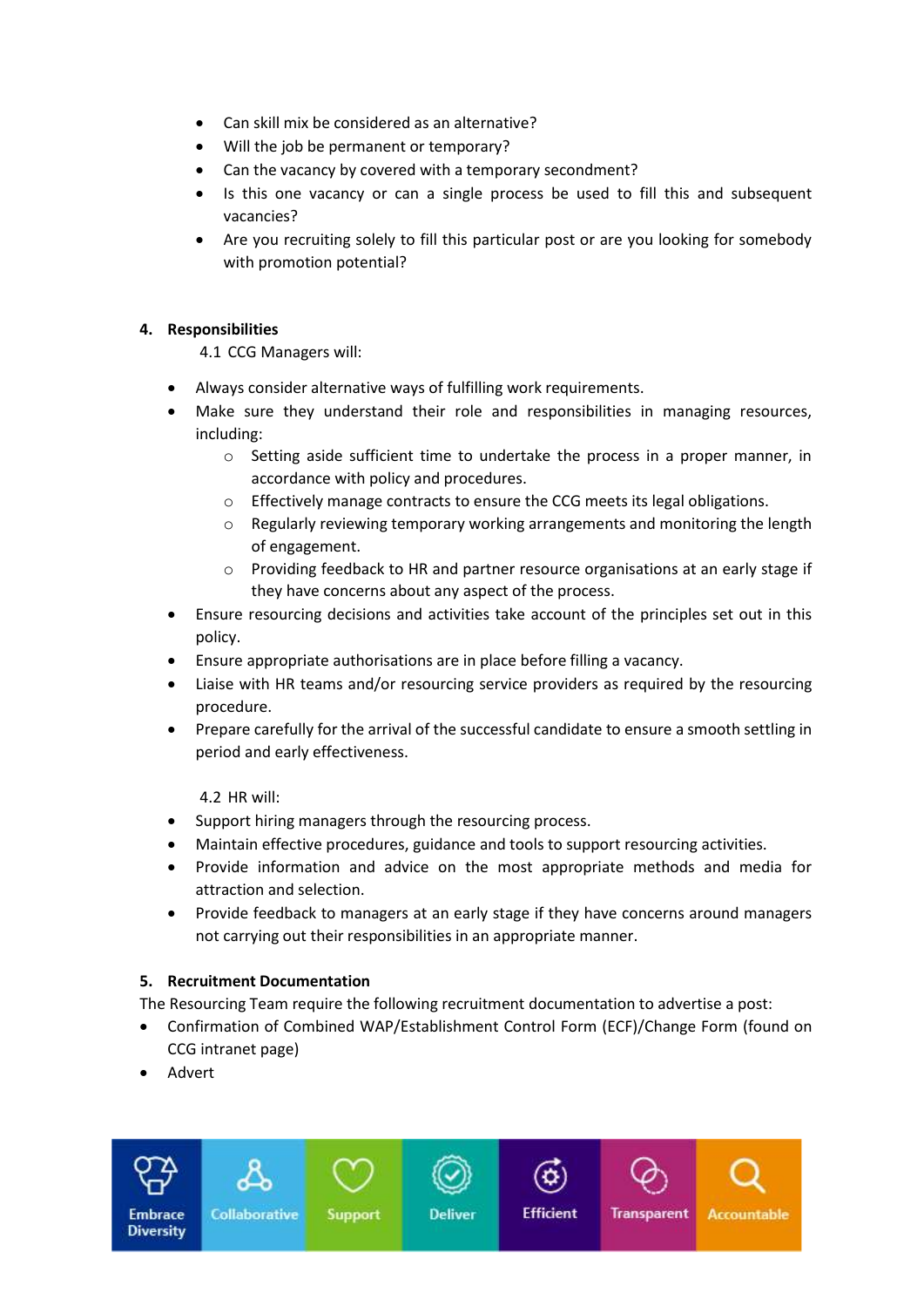- Can skill mix be considered as an alternative?
- Will the job be permanent or temporary?
- Can the vacancy by covered with a temporary secondment?
- Is this one vacancy or can a single process be used to fill this and subsequent vacancies?
- Are you recruiting solely to fill this particular post or are you looking for somebody with promotion potential?

## 4. Responsibilities

4.1 CCG Managers will:

- Always consider alternative ways of fulfilling work requirements.
- Make sure they understand their role and responsibilities in managing resources, including:
    - Setting aside sufficient time to undertake the process in a proper manner, in accordance with policy and procedures.
    - Effectively manage contracts to ensure the CCG meets its legal obligations.
    - Regularly reviewing temporary working arrangements and monitoring the length of engagement.
    - Providing feedback to HR and partner resource organisations at an early stage if they have concerns about any aspect of the process.
- Ensure resourcing decisions and activities take account of the principles set out in this policy.
- Ensure appropriate authorisations are in place before filling a vacancy.
- Liaise with HR teams and/or resourcing service providers as required by the resourcing procedure.
- Prepare carefully for the arrival of the successful candidate to ensure a smooth settling in period and early effectiveness.

4.2 HR will:

- Support hiring managers through the resourcing process.
- Maintain effective procedures, guidance and tools to support resourcing activities.
- Provide information and advice on the most appropriate methods and media for attraction and selection.
- Provide feedback to managers at an early stage if they have concerns around managers not carrying out their responsibilities in an appropriate manner.

## 5. Recruitment Documentation

The Resourcing Team require the following recruitment documentation to advertise a post:

- Confirmation of Combined WAP/Establishment Control Form (ECF)/Change Form (found on CCG intranet page)
- Advert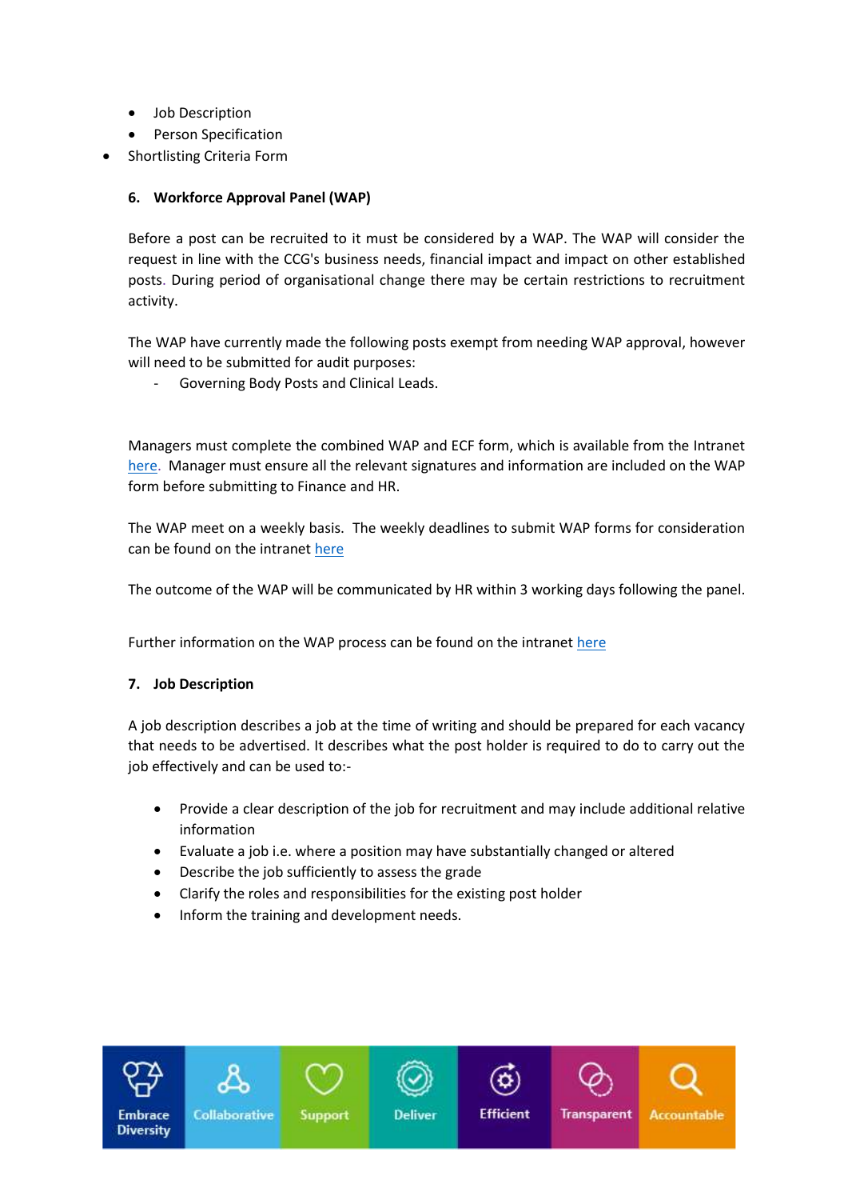- Job Description
- Person Specification
- Shortlisting Criteria Form

### 6. Workforce Approval Panel (WAP)

Before a post can be recruited to it must be considered by a WAP. The WAP will consider the request in line with the CCG's business needs, financial impact and impact on other established posts. During period of organisational change there may be certain restrictions to recruitment activity.

The WAP have currently made the following posts exempt from needing WAP approval, however will need to be submitted for audit purposes:

- Governing Body Posts and Clinical Leads.

Managers must complete the combined WAP and ECF form, which is available from the Intranet here. Manager must ensure all the relevant signatures and information are included on the WAP form before submitting to Finance and HR.

The WAP meet on a weekly basis. The weekly deadlines to submit WAP forms for consideration can be found on the intranet here

The outcome of the WAP will be communicated by HR within 3 working days following the panel.

Further information on the WAP process can be found on the intranet here

### 7. Job Description

A job description describes a job at the time of writing and should be prepared for each vacancy that needs to be advertised. It describes what the post holder is required to do to carry out the job effectively and can be used to:-

- Provide a clear description of the job for recruitment and may include additional relative information
- Evaluate a job i.e. where a position may have substantially changed or altered
- Describe the job sufficiently to assess the grade
- Clarify the roles and responsibilities for the existing post holder
- Inform the training and development needs.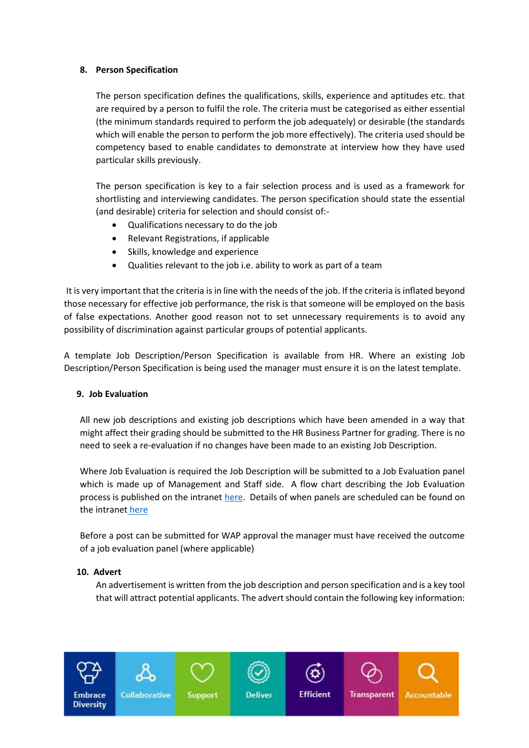## 8. Person Specification

The person specification defines the qualifications, skills, experience and aptitudes etc. that are required by a person to fulfil the role. The criteria must be categorised as either essential (the minimum standards required to perform the job adequately) or desirable (the standards which will enable the person to perform the job more effectively). The criteria used should be competency based to enable candidates to demonstrate at interview how they have used particular skills previously.

The person specification is key to a fair selection process and is used as a framework for shortlisting and interviewing candidates. The person specification should state the essential (and desirable) criteria for selection and should consist of:-

- Qualifications necessary to do the job
- Relevant Registrations, if applicable
- Skills, knowledge and experience
- Qualities relevant to the job i.e. ability to work as part of a team

It is very important that the criteria is in line with the needs of the job. If the criteria is inflated beyond those necessary for effective job performance, the risk is that someone will be employed on the basis of false expectations. Another good reason not to set unnecessary requirements is to avoid any possibility of discrimination against particular groups of potential applicants.

A template Job Description/Person Specification is available from HR. Where an existing Job Description/Person Specification is being used the manager must ensure it is on the latest template.

## 9. Job Evaluation

All new job descriptions and existing job descriptions which have been amended in a way that might affect their grading should be submitted to the HR Business Partner for grading. There is no need to seek a re-evaluation if no changes have been made to an existing Job Description.

Where Job Evaluation is required the Job Description will be submitted to a Job Evaluation panel which is made up of Management and Staff side. A flow chart describing the Job Evaluation process is published on the intranet here. Details of when panels are scheduled can be found on the intranet here

Before a post can be submitted for WAP approval the manager must have received the outcome of a job evaluation panel (where applicable)

## 10. Advert

An advertisement is written from the job description and person specification and is a key tool that will attract potential applicants. The advert should contain the following key information: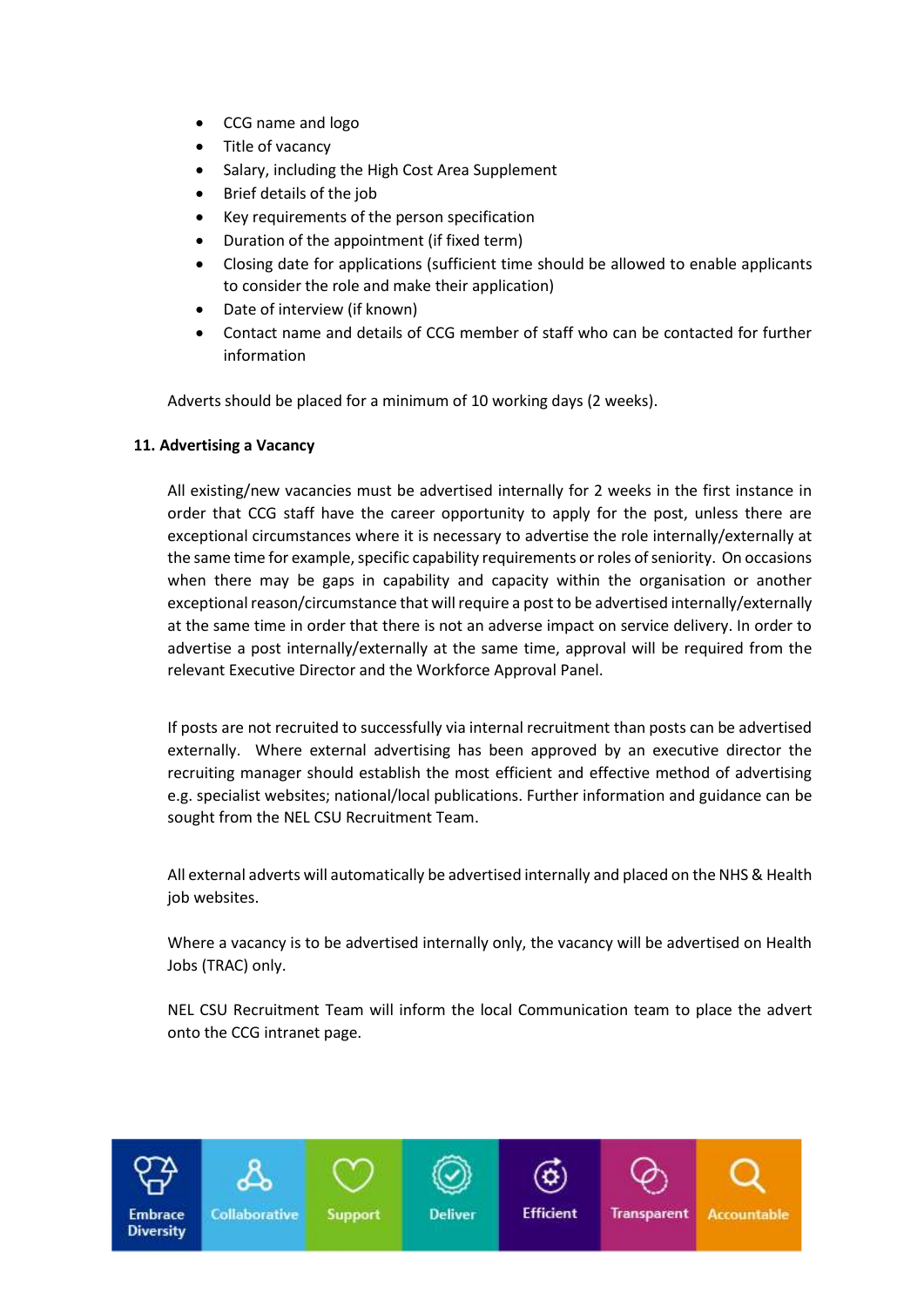- CCG name and logo
- Title of vacancy
- Salary, including the High Cost Area Supplement
- Brief details of the job
- Key requirements of the person specification
- Duration of the appointment (if fixed term)
- Closing date for applications (sufficient time should be allowed to enable applicants to consider the role and make their application)
- Date of interview (if known)
- Contact name and details of CCG member of staff who can be contacted for further information

Adverts should be placed for a minimum of 10 working days (2 weeks).

**11. Advertising a Vacancy**

All existing/new vacancies must be advertised internally for 2 weeks in the first instance in order that CCG staff have the career opportunity to apply for the post, unless there are exceptional circumstances where it is necessary to advertise the role internally/externally at the same time for example, specific capability requirements or roles of seniority. On occasions when there may be gaps in capability and capacity within the organisation or another exceptional reason/circumstance that will require a post to be advertised internally/externally at the same time in order that there is not an adverse impact on service delivery. In order to advertise a post internally/externally at the same time, approval will be required from the relevant Executive Director and the Workforce Approval Panel.

If posts are not recruited to successfully via internal recruitment than posts can be advertised externally. Where external advertising has been approved by an executive director the recruiting manager should establish the most efficient and effective method of advertising e.g. specialist websites; national/local publications. Further information and guidance can be sought from the NEL CSU Recruitment Team.

All external adverts will automatically be advertised internally and placed on the NHS & Health job websites.

Where a vacancy is to be advertised internally only, the vacancy will be advertised on Health Jobs (TRAC) only.

NEL CSU Recruitment Team will inform the local Communication team to place the advert onto the CCG intranet page.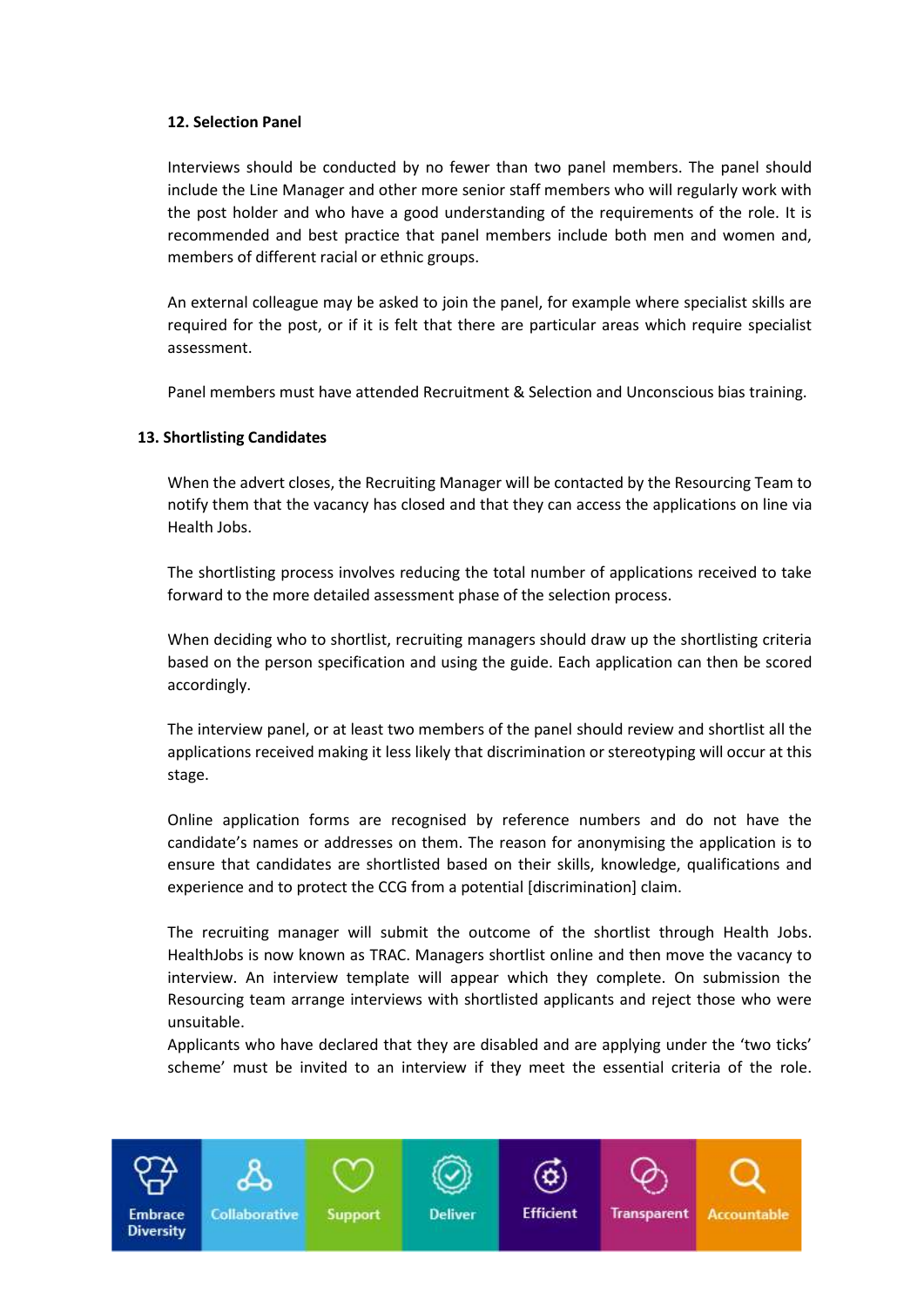### 12. Selection Panel

Interviews should be conducted by no fewer than two panel members. The panel should include the Line Manager and other more senior staff members who will regularly work with the post holder and who have a good understanding of the requirements of the role. It is recommended and best practice that panel members include both men and women and, members of different racial or ethnic groups.

An external colleague may be asked to join the panel, for example where specialist skills are required for the post, or if it is felt that there are particular areas which require specialist assessment.

Panel members must have attended Recruitment & Selection and Unconscious bias training.

### 13. Shortlisting Candidates

When the advert closes, the Recruiting Manager will be contacted by the Resourcing Team to notify them that the vacancy has closed and that they can access the applications on line via Health Jobs.

The shortlisting process involves reducing the total number of applications received to take forward to the more detailed assessment phase of the selection process.

When deciding who to shortlist, recruiting managers should draw up the shortlisting criteria based on the person specification and using the guide. Each application can then be scored accordingly.

The interview panel, or at least two members of the panel should review and shortlist all the applications received making it less likely that discrimination or stereotyping will occur at this stage.

Online application forms are recognised by reference numbers and do not have the candidate's names or addresses on them. The reason for anonymising the application is to ensure that candidates are shortlisted based on their skills, knowledge, qualifications and experience and to protect the CCG from a potential [discrimination] claim.

The recruiting manager will submit the outcome of the shortlist through Health Jobs. HealthJobs is now known as TRAC. Managers shortlist online and then move the vacancy to interview. An interview template will appear which they complete. On submission the Resourcing team arrange interviews with shortlisted applicants and reject those who were unsuitable.

Applicants who have declared that they are disabled and are applying under the 'two ticks' scheme' must be invited to an interview if they meet the essential criteria of the role.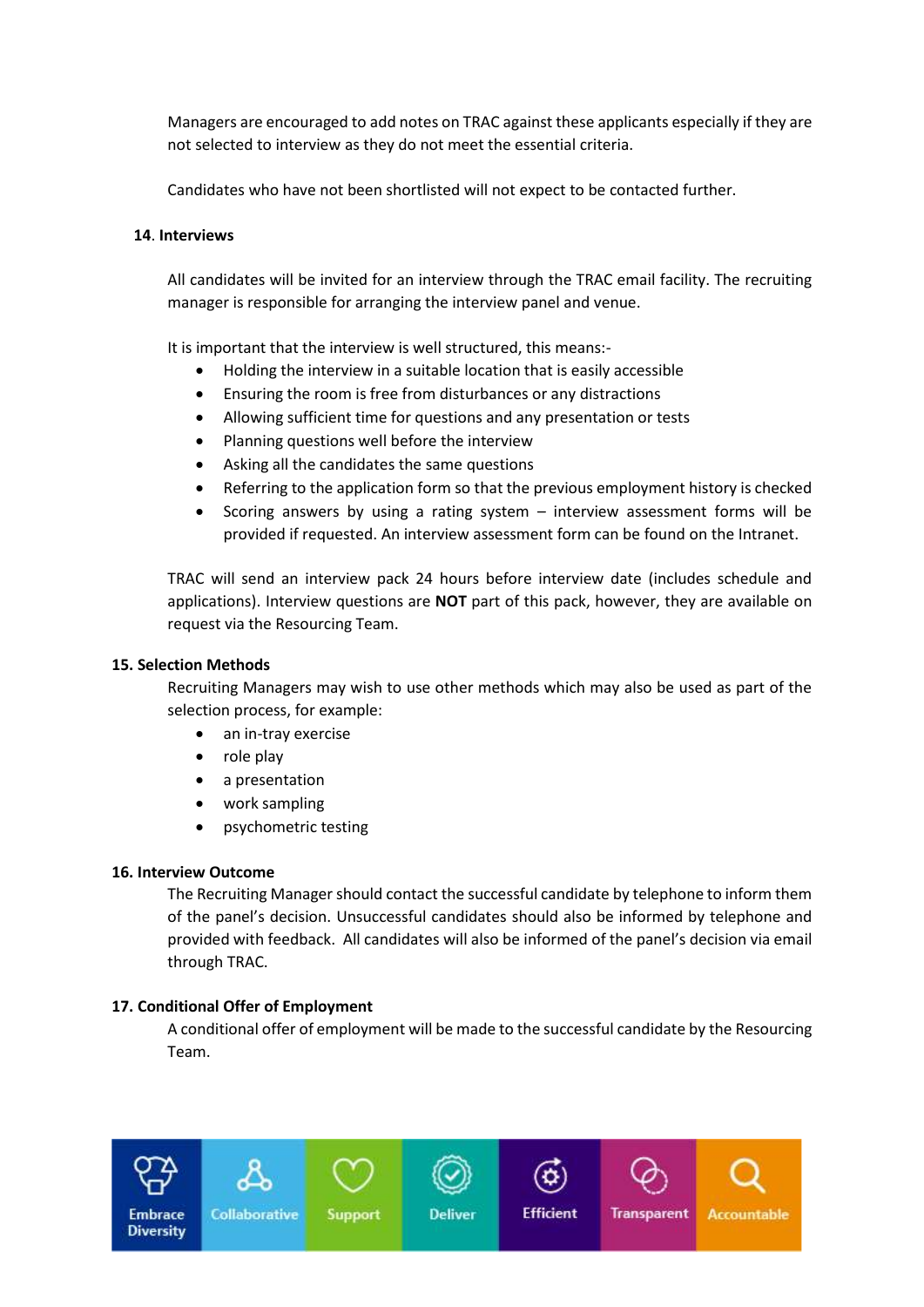Managers are encouraged to add notes on TRAC against these applicants especially if they are not selected to interview as they do not meet the essential criteria.

Candidates who have not been shortlisted will not expect to be contacted further.

## 14. Interviews

All candidates will be invited for an interview through the TRAC email facility. The recruiting manager is responsible for arranging the interview panel and venue.

It is important that the interview is well structured, this means:-

- Holding the interview in a suitable location that is easily accessible
- Ensuring the room is free from disturbances or any distractions
- Allowing sufficient time for questions and any presentation or tests
- Planning questions well before the interview
- Asking all the candidates the same questions
- Referring to the application form so that the previous employment history is checked
- Scoring answers by using a rating system – interview assessment forms will be provided if requested. An interview assessment form can be found on the Intranet.

TRAC will send an interview pack 24 hours before interview date (includes schedule and applications). Interview questions are **NOT** part of this pack, however, they are available on request via the Resourcing Team.

## 15. Selection Methods

Recruiting Managers may wish to use other methods which may also be used as part of the selection process, for example:

- an in-tray exercise
- role play
- a presentation
- work sampling
- psychometric testing

## 16. Interview Outcome

The Recruiting Manager should contact the successful candidate by telephone to inform them of the panel's decision. Unsuccessful candidates should also be informed by telephone and provided with feedback. All candidates will also be informed of the panel's decision via email through TRAC.

## 17. Conditional Offer of Employment

A conditional offer of employment will be made to the successful candidate by the Resourcing Team.

Embrace Diversity | Collaborative | Support | Deliver | Efficient | Transparent | Accountable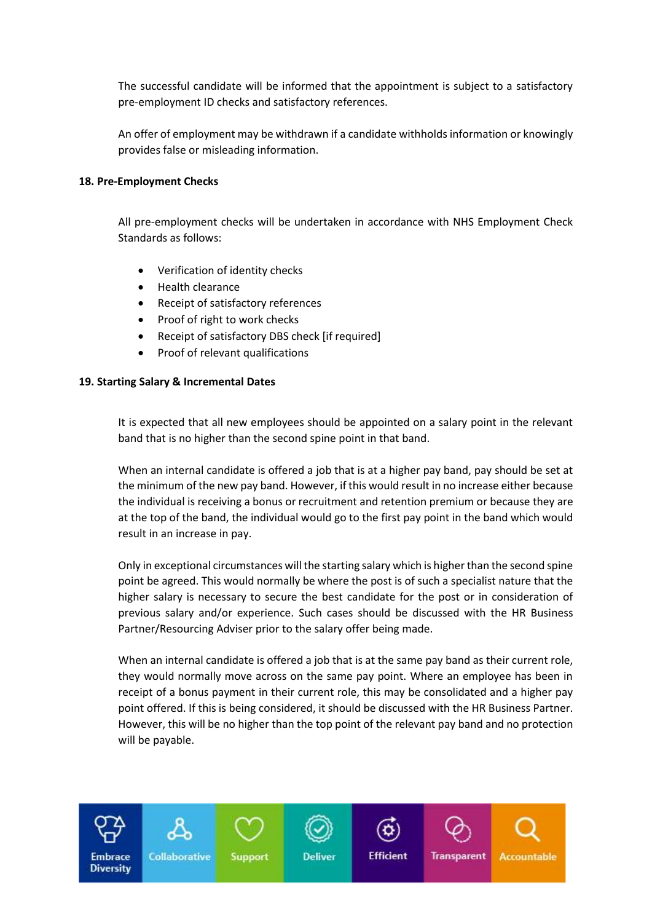The successful candidate will be informed that the appointment is subject to a satisfactory pre-employment ID checks and satisfactory references.

An offer of employment may be withdrawn if a candidate withholds information or knowingly provides false or misleading information.

**18. Pre-Employment Checks**

All pre-employment checks will be undertaken in accordance with NHS Employment Check Standards as follows:

- Verification of identity checks
- Health clearance
- Receipt of satisfactory references
- Proof of right to work checks
- Receipt of satisfactory DBS check [if required]
- Proof of relevant qualifications

**19. Starting Salary & Incremental Dates**

It is expected that all new employees should be appointed on a salary point in the relevant band that is no higher than the second spine point in that band.

When an internal candidate is offered a job that is at a higher pay band, pay should be set at the minimum of the new pay band. However, if this would result in no increase either because the individual is receiving a bonus or recruitment and retention premium or because they are at the top of the band, the individual would go to the first pay point in the band which would result in an increase in pay.

Only in exceptional circumstances will the starting salary which is higher than the second spine point be agreed. This would normally be where the post is of such a specialist nature that the higher salary is necessary to secure the best candidate for the post or in consideration of previous salary and/or experience. Such cases should be discussed with the HR Business Partner/Resourcing Adviser prior to the salary offer being made.

When an internal candidate is offered a job that is at the same pay band as their current role, they would normally move across on the same pay point. Where an employee has been in receipt of a bonus payment in their current role, this may be consolidated and a higher pay point offered. If this is being considered, it should be discussed with the HR Business Partner. However, this will be no higher than the top point of the relevant pay band and no protection will be payable.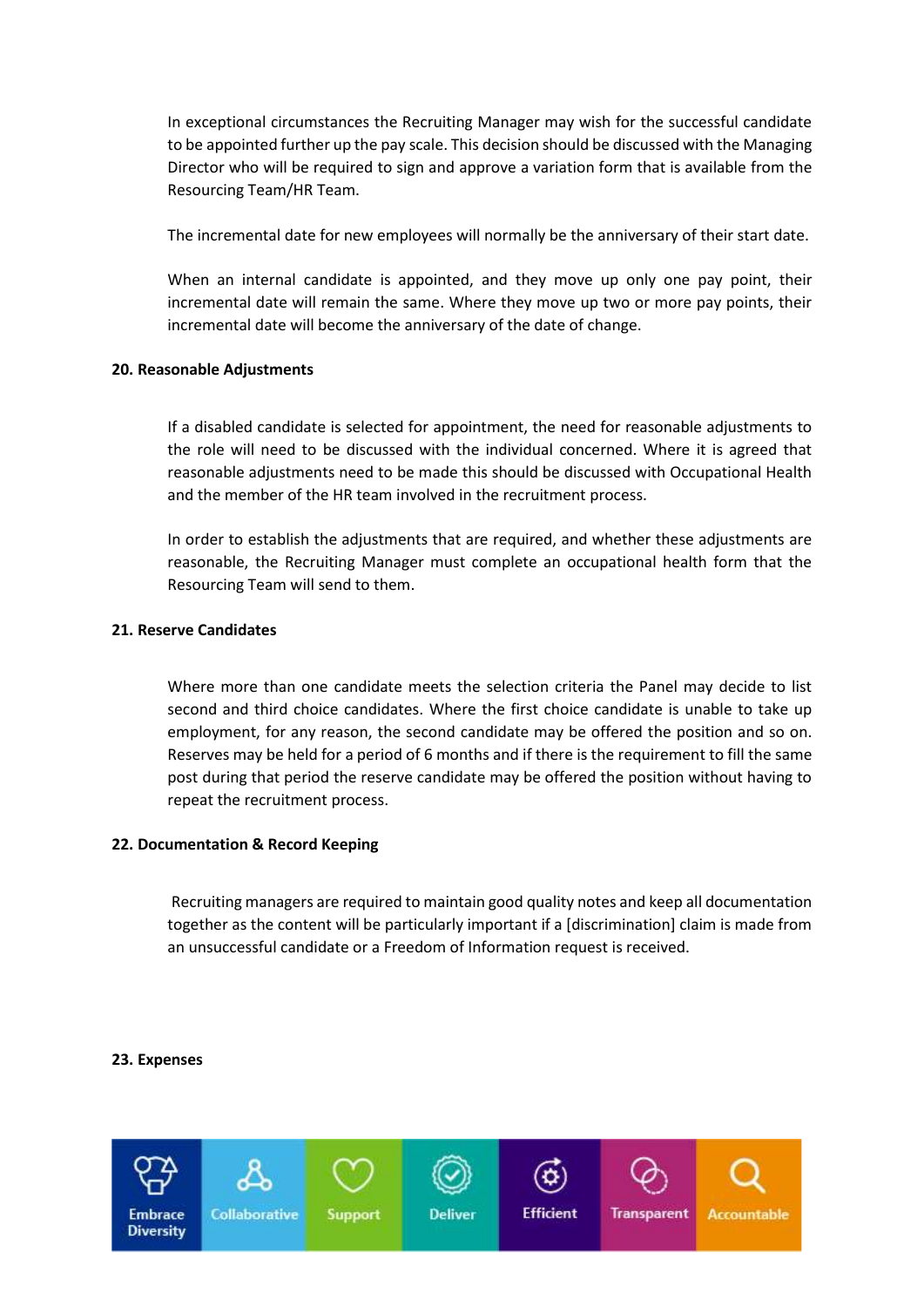In exceptional circumstances the Recruiting Manager may wish for the successful candidate to be appointed further up the pay scale. This decision should be discussed with the Managing Director who will be required to sign and approve a variation form that is available from the Resourcing Team/HR Team.

The incremental date for new employees will normally be the anniversary of their start date.

When an internal candidate is appointed, and they move up only one pay point, their incremental date will remain the same. Where they move up two or more pay points, their incremental date will become the anniversary of the date of change.

**20. Reasonable Adjustments**

If a disabled candidate is selected for appointment, the need for reasonable adjustments to the role will need to be discussed with the individual concerned. Where it is agreed that reasonable adjustments need to be made this should be discussed with Occupational Health and the member of the HR team involved in the recruitment process.

In order to establish the adjustments that are required, and whether these adjustments are reasonable, the Recruiting Manager must complete an occupational health form that the Resourcing Team will send to them.

**21. Reserve Candidates**

Where more than one candidate meets the selection criteria the Panel may decide to list second and third choice candidates. Where the first choice candidate is unable to take up employment, for any reason, the second candidate may be offered the position and so on. Reserves may be held for a period of 6 months and if there is the requirement to fill the same post during that period the reserve candidate may be offered the position without having to repeat the recruitment process.

**22. Documentation & Record Keeping**

Recruiting managers are required to maintain good quality notes and keep all documentation together as the content will be particularly important if a [discrimination] claim is made from an unsuccessful candidate or a Freedom of Information request is received.

**23. Expenses**

Embrace Diversity | Collaborative | Support | Deliver | Efficient | Transparent | Accountable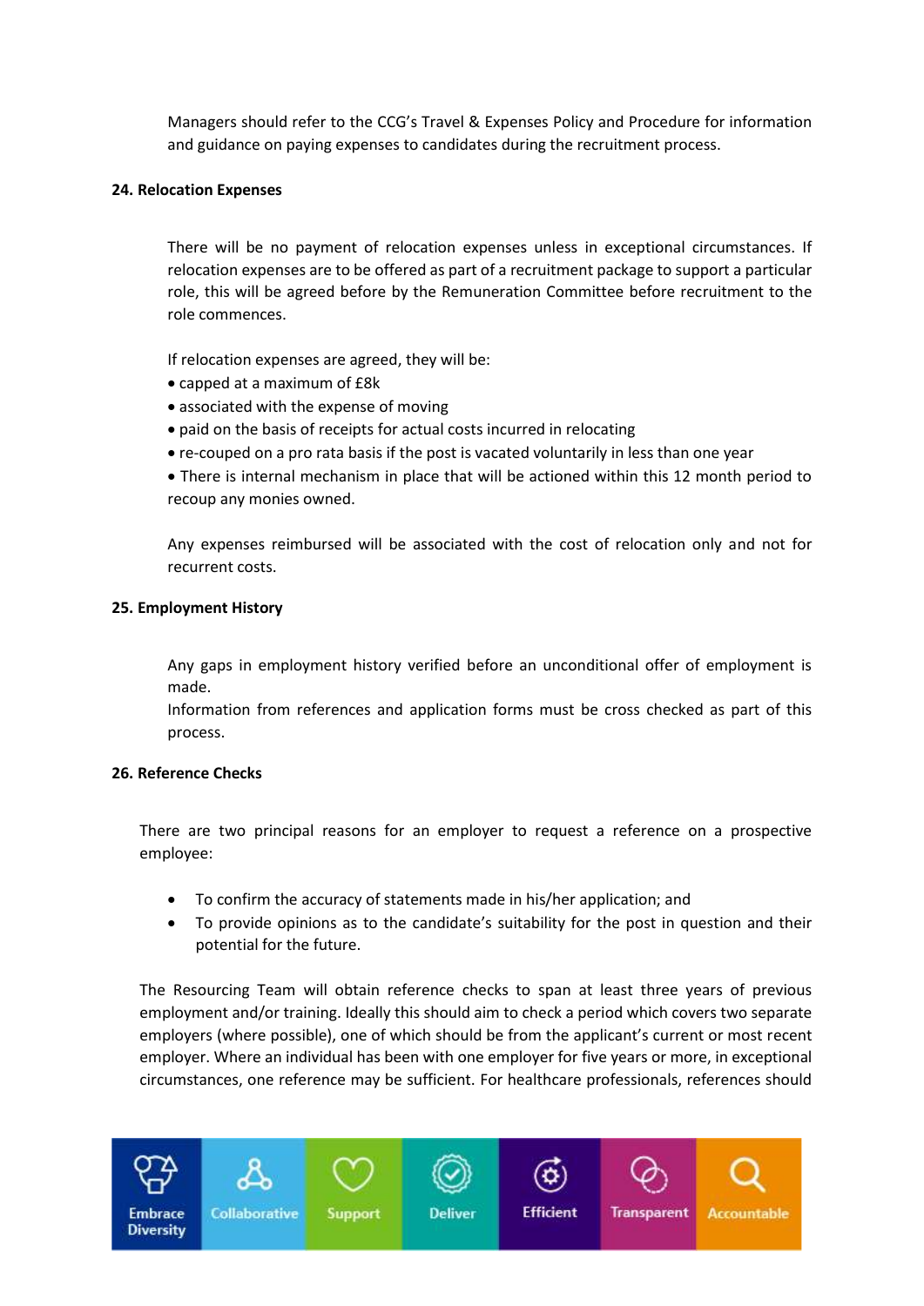Managers should refer to the CCG's Travel & Expenses Policy and Procedure for information and guidance on paying expenses to candidates during the recruitment process.

**24. Relocation Expenses**

There will be no payment of relocation expenses unless in exceptional circumstances. If relocation expenses are to be offered as part of a recruitment package to support a particular role, this will be agreed before by the Remuneration Committee before recruitment to the role commences.

If relocation expenses are agreed, they will be:

- capped at a maximum of £8k
- associated with the expense of moving
- paid on the basis of receipts for actual costs incurred in relocating
- re-couped on a pro rata basis if the post is vacated voluntarily in less than one year
- There is internal mechanism in place that will be actioned within this 12 month period to recoup any monies owned.

Any expenses reimbursed will be associated with the cost of relocation only and not for recurrent costs.

**25. Employment History**

Any gaps in employment history verified before an unconditional offer of employment is made.
Information from references and application forms must be cross checked as part of this process.

**26. Reference Checks**

There are two principal reasons for an employer to request a reference on a prospective employee:

- To confirm the accuracy of statements made in his/her application; and
- To provide opinions as to the candidate's suitability for the post in question and their potential for the future.

The Resourcing Team will obtain reference checks to span at least three years of previous employment and/or training. Ideally this should aim to check a period which covers two separate employers (where possible), one of which should be from the applicant's current or most recent employer. Where an individual has been with one employer for five years or more, in exceptional circumstances, one reference may be sufficient. For healthcare professionals, references should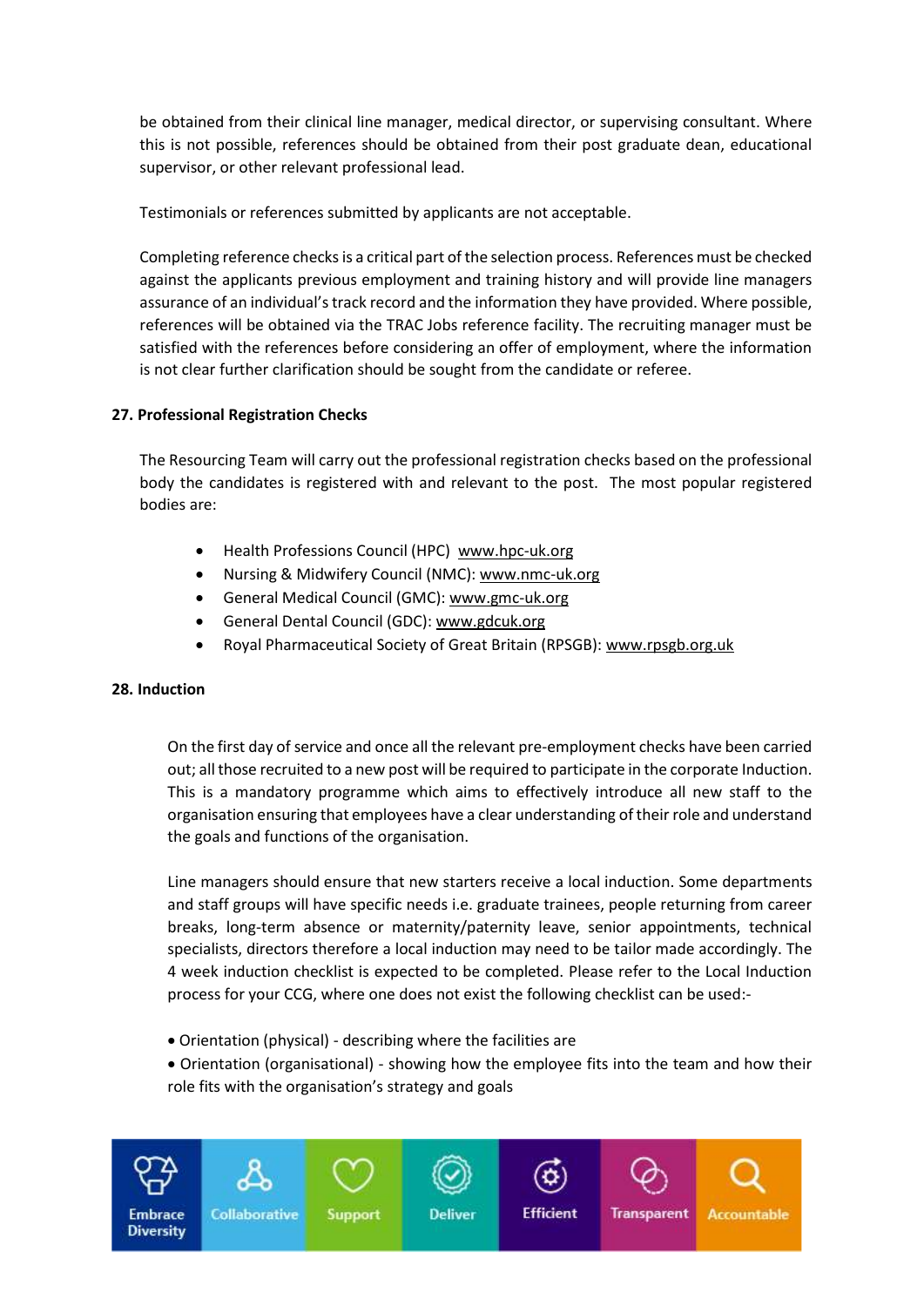be obtained from their clinical line manager, medical director, or supervising consultant. Where this is not possible, references should be obtained from their post graduate dean, educational supervisor, or other relevant professional lead.

Testimonials or references submitted by applicants are not acceptable.

Completing reference checks is a critical part of the selection process. References must be checked against the applicants previous employment and training history and will provide line managers assurance of an individual's track record and the information they have provided. Where possible, references will be obtained via the TRAC Jobs reference facility. The recruiting manager must be satisfied with the references before considering an offer of employment, where the information is not clear further clarification should be sought from the candidate or referee.

## 27. Professional Registration Checks

The Resourcing Team will carry out the professional registration checks based on the professional body the candidates is registered with and relevant to the post. The most popular registered bodies are:

- Health Professions Council (HPC) www.hpc-uk.org
- Nursing & Midwifery Council (NMC): www.nmc-uk.org
- General Medical Council (GMC): www.gmc-uk.org
- General Dental Council (GDC): www.gdcuk.org
- Royal Pharmaceutical Society of Great Britain (RPSGB): www.rpsgb.org.uk

## 28. Induction

On the first day of service and once all the relevant pre-employment checks have been carried out; all those recruited to a new post will be required to participate in the corporate Induction. This is a mandatory programme which aims to effectively introduce all new staff to the organisation ensuring that employees have a clear understanding of their role and understand the goals and functions of the organisation.

Line managers should ensure that new starters receive a local induction. Some departments and staff groups will have specific needs i.e. graduate trainees, people returning from career breaks, long-term absence or maternity/paternity leave, senior appointments, technical specialists, directors therefore a local induction may need to be tailor made accordingly. The 4 week induction checklist is expected to be completed. Please refer to the Local Induction process for your CCG, where one does not exist the following checklist can be used:-

- Orientation (physical) - describing where the facilities are
- Orientation (organisational) - showing how the employee fits into the team and how their role fits with the organisation's strategy and goals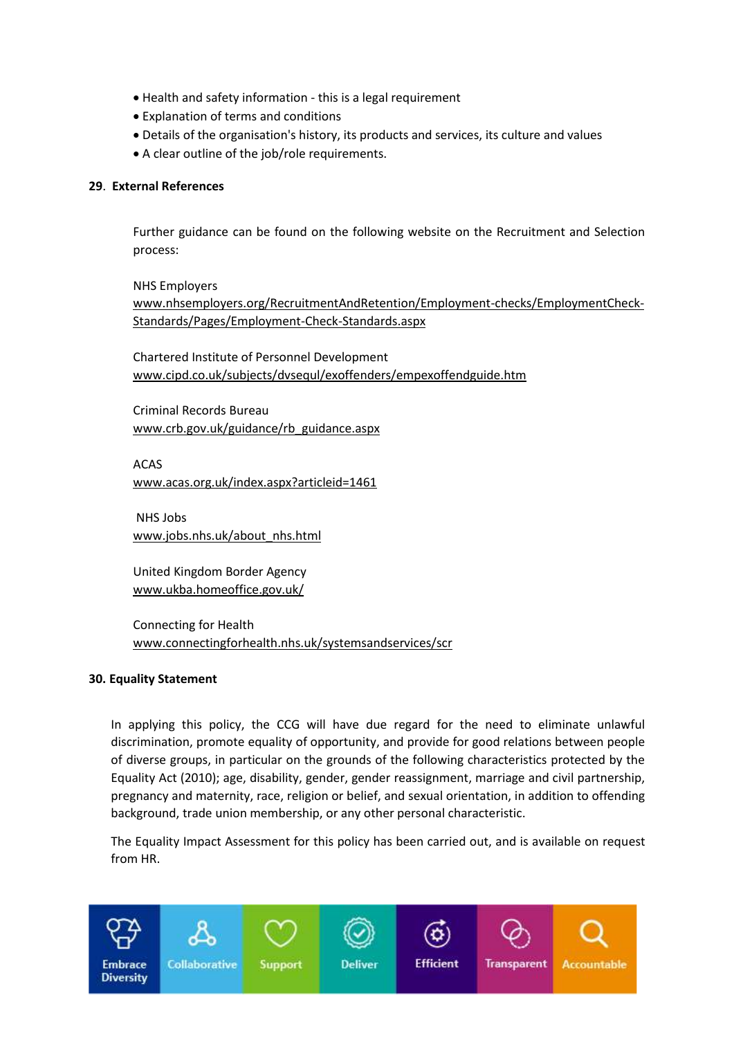- Health and safety information - this is a legal requirement
- Explanation of terms and conditions
- Details of the organisation's history, its products and services, its culture and values
- A clear outline of the job/role requirements.

**29. External References**

Further guidance can be found on the following website on the Recruitment and Selection process:

NHS Employers
www.nhsemployers.org/RecruitmentAndRetention/Employment-checks/EmploymentCheck-Standards/Pages/Employment-Check-Standards.aspx

Chartered Institute of Personnel Development
www.cipd.co.uk/subjects/dvsequl/exoffenders/empexoffendguide.htm

Criminal Records Bureau
www.crb.gov.uk/guidance/rb_guidance.aspx

ACAS
www.acas.org.uk/index.aspx?articleid=1461

NHS Jobs
www.jobs.nhs.uk/about_nhs.html

United Kingdom Border Agency
www.ukba.homeoffice.gov.uk/

Connecting for Health
www.connectingforhealth.nhs.uk/systemsandservices/scr

**30. Equality Statement**

In applying this policy, the CCG will have due regard for the need to eliminate unlawful discrimination, promote equality of opportunity, and provide for good relations between people of diverse groups, in particular on the grounds of the following characteristics protected by the Equality Act (2010); age, disability, gender, gender reassignment, marriage and civil partnership, pregnancy and maternity, race, religion or belief, and sexual orientation, in addition to offending background, trade union membership, or any other personal characteristic.

The Equality Impact Assessment for this policy has been carried out, and is available on request from HR.

Embrace Diversity | Collaborative | Support | Deliver | Efficient | Transparent | Accountable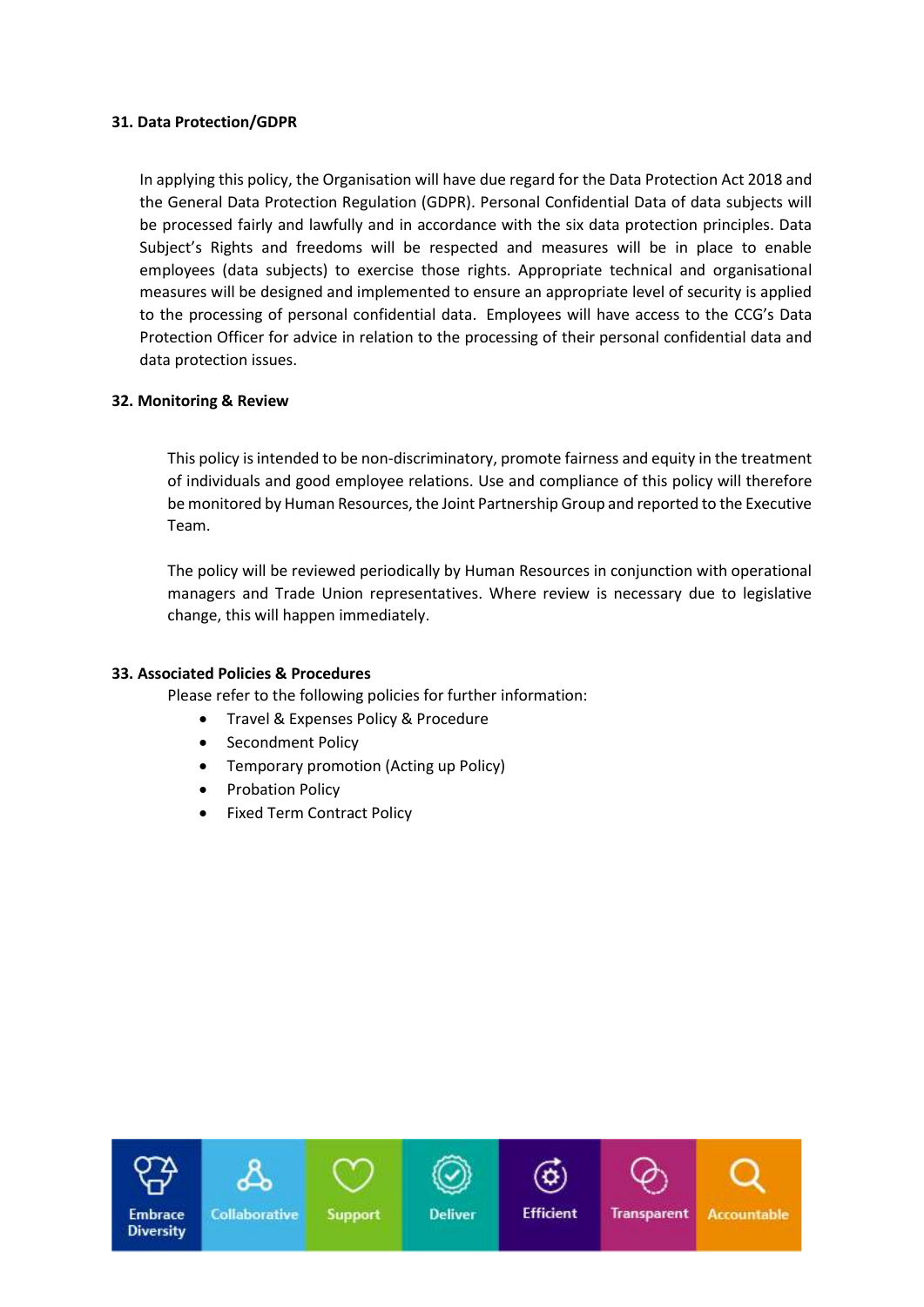**31. Data Protection/GDPR**

In applying this policy, the Organisation will have due regard for the Data Protection Act 2018 and the General Data Protection Regulation (GDPR). Personal Confidential Data of data subjects will be processed fairly and lawfully and in accordance with the six data protection principles. Data Subject's Rights and freedoms will be respected and measures will be in place to enable employees (data subjects) to exercise those rights. Appropriate technical and organisational measures will be designed and implemented to ensure an appropriate level of security is applied to the processing of personal confidential data. Employees will have access to the CCG's Data Protection Officer for advice in relation to the processing of their personal confidential data and data protection issues.

**32. Monitoring & Review**

This policy is intended to be non-discriminatory, promote fairness and equity in the treatment of individuals and good employee relations. Use and compliance of this policy will therefore be monitored by Human Resources, the Joint Partnership Group and reported to the Executive Team.

The policy will be reviewed periodically by Human Resources in conjunction with operational managers and Trade Union representatives. Where review is necessary due to legislative change, this will happen immediately.

**33. Associated Policies & Procedures**

Please refer to the following policies for further information:

- Travel & Expenses Policy & Procedure
- Secondment Policy
- Temporary promotion (Acting up Policy)
- Probation Policy
- Fixed Term Contract Policy

Embrace Diversity | Collaborative | Support | Deliver | Efficient | Transparent | Accountable